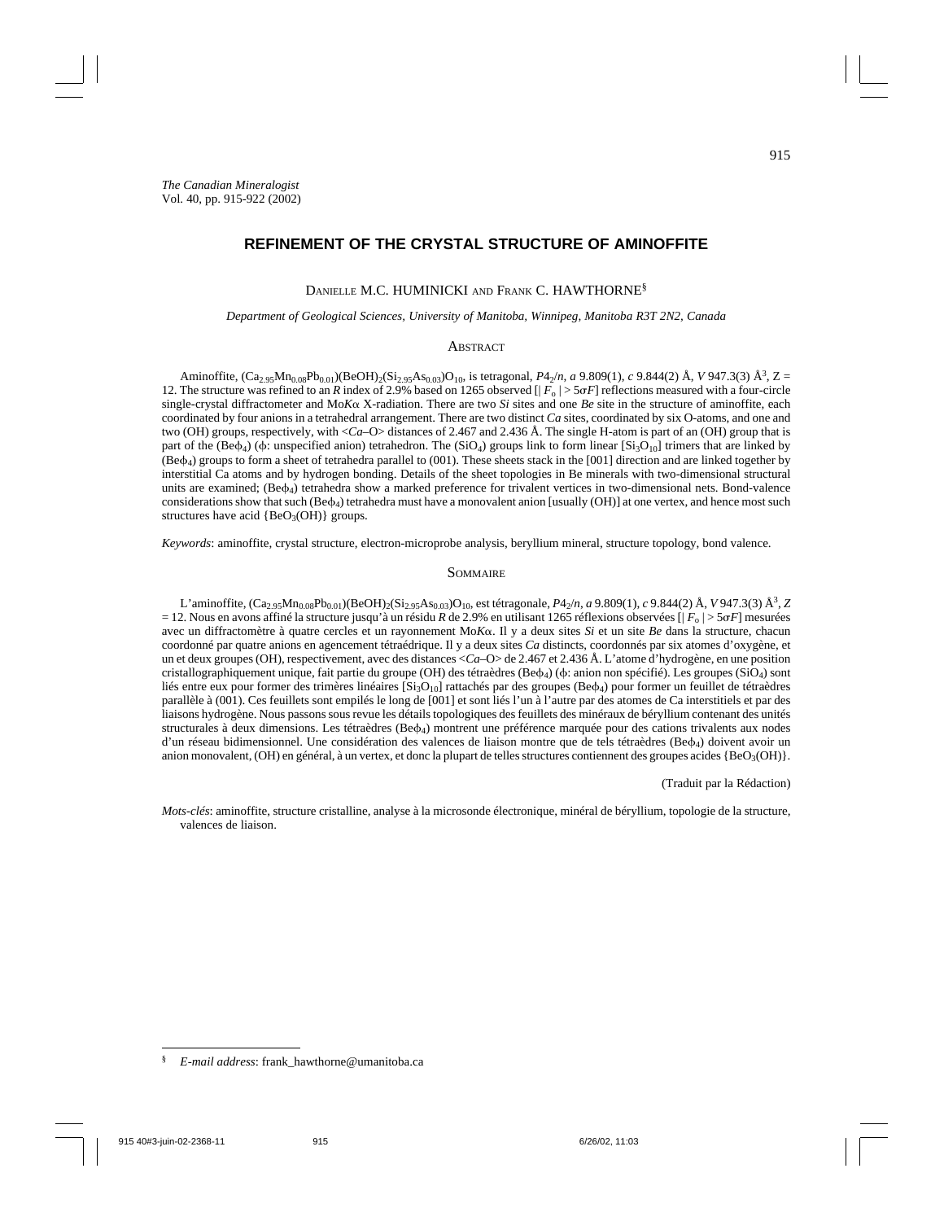*The Canadian Mineralogist*
Vol. 40, pp. 915-922 (2002)

# REFINEMENT OF THE CRYSTAL STRUCTURE OF AMINOFFITE

Danielle M.C. Huminicki and Frank C. Hawthorne[§]

*Department of Geological Sciences, University of Manitoba, Winnipeg, Manitoba R3T 2N2, Canada*

## Abstract

Aminoffite, $(Ca_{2.95}Mn_{0.08}Pb_{0.01})(BeOH)_2(Si_{2.95}As_{0.03})O_{10}$, is tetragonal, $P4_2/n$, *a* 9.809(1), *c* 9.844(2) Å, *V* 947.3(3) Å$^3$, Z = 12. The structure was refined to an *R* index of 2.9% based on 1265 observed [$|F_o| > 5\sigma F$] reflections measured with a four-circle single-crystal diffractometer and Mo*K*α X-radiation. There are two *Si* sites and one *Be* site in the structure of aminoffite, each coordinated by four anions in a tetrahedral arrangement. There are two distinct *Ca* sites, coordinated by six O-atoms, and one and two (OH) groups, respectively, with <*Ca*–O> distances of 2.467 and 2.436 Å. The single H-atom is part of an (OH) group that is part of the $(Be\phi_4)$ (ϕ: unspecified anion) tetrahedron. The $(SiO_4)$ groups link to form linear $[Si_3O_{10}]$ trimers that are linked by $(Be\phi_4)$ groups to form a sheet of tetrahedra parallel to (001). These sheets stack in the [001] direction and are linked together by interstitial Ca atoms and by hydrogen bonding. Details of the sheet topologies in Be minerals with two-dimensional structural units are examined; $(Be\phi_4)$ tetrahedra show a marked preference for trivalent vertices in two-dimensional nets. Bond-valence considerations show that such $(Be\phi_4)$ tetrahedra must have a monovalent anion [usually (OH)] at one vertex, and hence most such structures have acid $\{BeO_3(OH)\}$ groups.

*Keywords*: aminoffite, crystal structure, electron-microprobe analysis, beryllium mineral, structure topology, bond valence.

## Sommaire

L'aminoffite, $(Ca_{2.95}Mn_{0.08}Pb_{0.01})(BeOH)_2(Si_{2.95}As_{0.03})O_{10}$, est tétragonale, $P4_2/n$, *a* 9.809(1), *c* 9.844(2) Å, *V* 947.3(3) Å$^3$, *Z* = 12. Nous en avons affiné la structure jusqu'à un résidu *R* de 2.9% en utilisant 1265 réflexions observées [$|F_o| > 5\sigma F$] mesurées avec un diffractomètre à quatre cercles et un rayonnement Mo*K*α. Il y a deux sites *Si* et un site *Be* dans la structure, chacun coordonné par quatre anions en agencement tétraédrique. Il y a deux sites *Ca* distincts, coordonnés par six atomes d'oxygène, et un et deux groupes (OH), respectivement, avec des distances <*Ca*–O> de 2.467 et 2.436 Å. L'atome d'hydrogène, en une position cristallographiquement unique, fait partie du groupe (OH) des tétraèdres $(Be\phi_4)$ (ϕ: anion non spécifié). Les groupes $(SiO_4)$ sont liés entre eux pour former des trimères linéaires $[Si_3O_{10}]$ rattachés par des groupes $(Be\phi_4)$ pour former un feuillet de tétraèdres parallèle à (001). Ces feuillets sont empilés le long de [001] et sont liés l'un à l'autre par des atomes de Ca interstitiels et par des liaisons hydrogène. Nous passons sous revue les détails topologiques des feuillets des minéraux de béryllium contenant des unités structurales à deux dimensions. Les tétraèdres $(Be\phi_4)$ montrent une préférence marquée pour des cations trivalents aux nodes d'un réseau bidimensionnel. Une considération des valences de liaison montre que de tels tétraèdres $(Be\phi_4)$ doivent avoir un anion monovalent, (OH) en général, à un vertex, et donc la plupart de telles structures contiennent des groupes acides $\{BeO_3(OH)\}$.

(Traduit par la Rédaction)

*Mots-clés*: aminoffite, structure cristalline, analyse à la microsonde électronique, minéral de béryllium, topologie de la structure, valences de liaison.

---

[§] *E-mail address*: frank_hawthorne@umanitoba.ca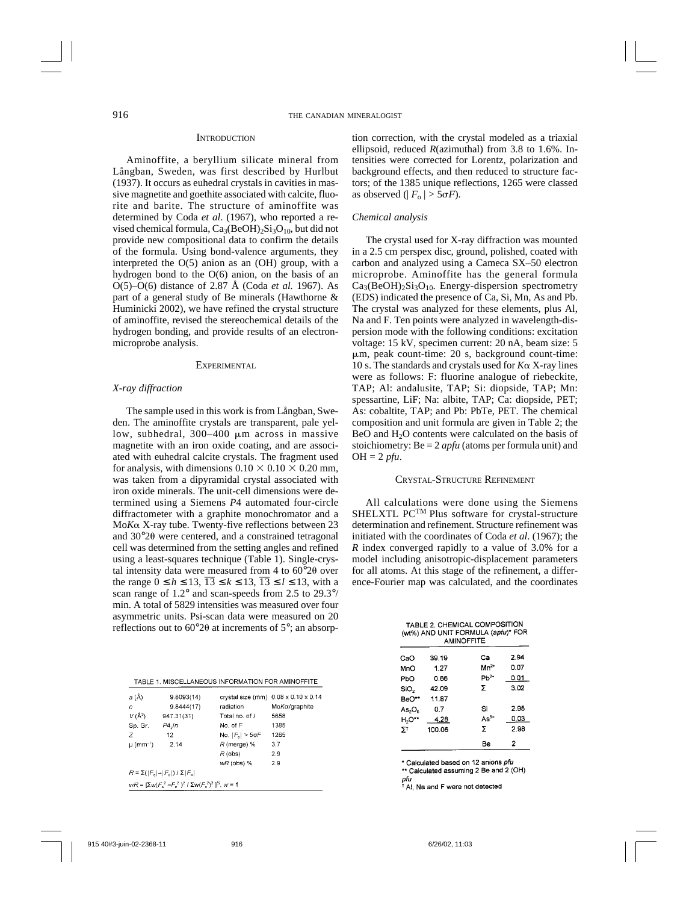## Introduction

Aminoffite, a beryllium silicate mineral from Långban, Sweden, was first described by Hurlbut (1937). It occurs as euhedral crystals in cavities in massive magnetite and goethite associated with calcite, fluorite and barite. The structure of aminoffite was determined by Coda *et al.* (1967), who reported a revised chemical formula, $Ca_3(BeOH)_2Si_3O_{10}$, but did not provide new compositional data to confirm the details of the formula. Using bond-valence arguments, they interpreted the O(5) anion as an (OH) group, with a hydrogen bond to the O(6) anion, on the basis of an O(5)–O(6) distance of 2.87 Å (Coda *et al.* 1967). As part of a general study of Be minerals (Hawthorne & Huminicki 2002), we have refined the crystal structure of aminoffite, revised the stereochemical details of the hydrogen bonding, and provide results of an electron-microprobe analysis.

## Experimental

### *X-ray diffraction*

The sample used in this work is from Långban, Sweden. The aminoffite crystals are transparent, pale yellow, subhedral, 300–400 μm across in massive magnetite with an iron oxide coating, and are associated with euhedral calcite crystals. The fragment used for analysis, with dimensions 0.10 × 0.10 × 0.20 mm, was taken from a dipyramidal crystal associated with iron oxide minerals. The unit-cell dimensions were determined using a Siemens *P*4 automated four-circle diffractometer with a graphite monochromator and a Mo$K\alpha$ X-ray tube. Twenty-five reflections between 23 and 30°2θ were centered, and a constrained tetragonal cell was determined from the setting angles and refined using a least-squares technique (Table 1). Single-crystal intensity data were measured from 4 to 60°2θ over the range $0 \le h \le 13$, $\overline{13} \le k \le 13$, $\overline{13} \le l \le 13$, with a scan range of 1.2° and scan-speeds from 2.5 to 29.3°/min. A total of 5829 intensities was measured over four asymmetric units. Psi-scan data were measured on 20 reflections out to 60°2θ at increments of 5°; an absorption correction, with the crystal modeled as a triaxial ellipsoid, reduced *R*(azimuthal) from 3.8 to 1.6%. Intensities were corrected for Lorentz, polarization and background effects, and then reduced to structure factors; of the 1385 unique reflections, 1265 were classed as observed ($|F_o| > 5\sigma F$).

TABLE 1. MISCELLANEOUS INFORMATION FOR AMINOFFITE

| | | | |
|---|---|---|---|
| *a* (Å) | 9.8093(14) | crystal size (mm) | 0.08 x 0.10 x 0.14 |
| *c* | 9.8444(17) | radiation | Mo$K\alpha$/graphite |
| *V* (Å$^3$) | 947.31(31) | Total no. of *I* | 5658 |
| Sp. Gr. | $P4_2/n$ | No. of *F* | 1385 |
| *Z* | 12 | No. $\|F_o\| > 5\sigma F$ | 1265 |
| μ (mm$^{-1}$) | 2.14 | *R* (merge) % | 3.7 |
| | | *R* (obs) | 2.9 |
| | | *wR* (obs) % | 2.9 |

$R = \Sigma(|F_o|-|F_c|) / \Sigma|F_o|$

$wR = [\Sigma w(F_o^2 - F_c^2)^2 / \Sigma w(F_o^2)^2]^{½}$, $w = 1$

### *Chemical analysis*

The crystal used for X-ray diffraction was mounted in a 2.5 cm perspex disc, ground, polished, coated with carbon and analyzed using a Cameca SX–50 electron microprobe. Aminoffite has the general formula $Ca_3(BeOH)_2Si_3O_{10}$. Energy-dispersion spectrometry (EDS) indicated the presence of Ca, Si, Mn, As and Pb. The crystal was analyzed for these elements, plus Al, Na and F. Ten points were analyzed in wavelength-dispersion mode with the following conditions: excitation voltage: 15 kV, specimen current: 20 nA, beam size: 5 μm, peak count-time: 20 s, background count-time: 10 s. The standards and crystals used for $K\alpha$ X-ray lines were as follows: F: fluorine analogue of riebeckite, TAP; Al: andalusite, TAP; Si: diopside, TAP; Mn: spessartine, LiF; Na: albite, TAP; Ca: diopside, PET; As: cobaltite, TAP; and Pb: PbTe, PET. The chemical composition and unit formula are given in Table 2; the BeO and $H_2O$ contents were calculated on the basis of stoichiometry: Be = 2 *apfu* (atoms per formula unit) and OH = 2 *pfu*.

TABLE 2. CHEMICAL COMPOSITION (wt%) AND UNIT FORMULA (*apfu*)* FOR AMINOFFITE

| | | | |
|---|---|---|---|
| CaO | 39.19 | Ca | 2.94 |
| MnO | 1.27 | $Mn^{2+}$ | 0.07 |
| PbO | 0.66 | $Pb^{2+}$ | 0.01 |
| $SiO_2$ | 42.09 | Σ | 3.02 |
| BeO** | 11.87 | | |
| $As_2O_5$ | 0.7 | Si | 2.95 |
| $H_2O$** | 4.28 | $As^{5+}$ | 0.03 |
| Σ† | 100.06 | Σ | 2.98 |
| | | Be | 2 |

\* Calculated based on 12 anions *pfu*
\*\* Calculated assuming 2 Be and 2 (OH) *pfu*
† Al, Na and F were not detected

## Crystal-Structure Refinement

All calculations were done using the Siemens SHELXTL PC™ Plus software for crystal-structure determination and refinement. Structure refinement was initiated with the coordinates of Coda *et al.* (1967); the *R* index converged rapidly to a value of 3.0% for a model including anisotropic-displacement parameters for all atoms. At this stage of the refinement, a difference-Fourier map was calculated, and the coordinates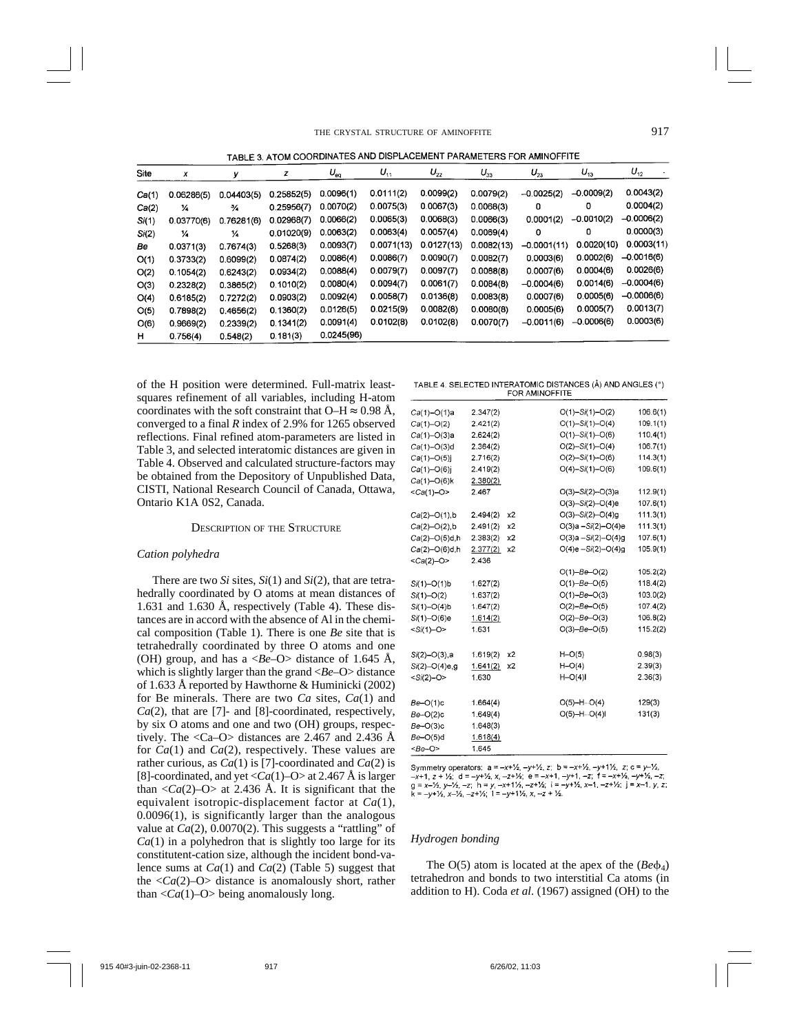TABLE 3. ATOM COORDINATES AND DISPLACEMENT PARAMETERS FOR AMINOFFITE

| Site | $x$ | $y$ | $z$ | $U_{eq}$ | $U_{11}$ | $U_{22}$ | $U_{33}$ | $U_{23}$ | $U_{13}$ | $U_{12}$ |
|---|---|---|---|---|---|---|---|---|---|---|
| *Ca*(1) | 0.06286(5) | 0.04403(5) | 0.25852(5) | 0.0096(1) | 0.0111(2) | 0.0099(2) | 0.0079(2) | −0.0025(2) | −0.0009(2) | 0.0043(2) |
| *Ca*(2) | ¼ | ¾ | 0.25956(7) | 0.0070(2) | 0.0075(3) | 0.0067(3) | 0.0068(3) | 0 | 0 | 0.0004(2) |
| *Si*(1) | 0.03770(6) | 0.76281(6) | 0.02968(7) | 0.0066(2) | 0.0065(3) | 0.0068(3) | 0.0066(3) | 0.0001(2) | −0.0010(2) | −0.0006(2) |
| *Si*(2) | ¼ | ¼ | 0.01020(9) | 0.0063(2) | 0.0063(4) | 0.0057(4) | 0.0069(4) | 0 | 0 | 0.0000(3) |
| *Be* | 0.0371(3) | 0.7674(3) | 0.5268(3) | 0.0093(7) | 0.0071(13) | 0.0127(13) | 0.0082(13) | −0.0001(11) | 0.0020(10) | 0.0003(11) |
| O(1) | 0.3733(2) | 0.6099(2) | 0.0874(2) | 0.0086(4) | 0.0086(7) | 0.0090(7) | 0.0082(7) | 0.0003(6) | 0.0002(6) | −0.0016(6) |
| O(2) | 0.1054(2) | 0.6243(2) | 0.0934(2) | 0.0088(4) | 0.0079(7) | 0.0097(7) | 0.0088(8) | 0.0007(6) | 0.0004(6) | 0.0026(6) |
| O(3) | 0.2328(2) | 0.3865(2) | 0.1010(2) | 0.0080(4) | 0.0094(7) | 0.0061(7) | 0.0084(8) | −0.0004(6) | 0.0014(6) | −0.0004(6) |
| O(4) | 0.6185(2) | 0.7272(2) | 0.0903(2) | 0.0092(4) | 0.0058(7) | 0.0136(8) | 0.0083(8) | 0.0007(6) | 0.0005(6) | −0.0006(6) |
| O(5) | 0.7898(2) | 0.4656(2) | 0.1360(2) | 0.0126(5) | 0.0215(9) | 0.0082(8) | 0.0080(8) | 0.0005(6) | 0.0005(7) | 0.0013(7) |
| O(6) | 0.9669(2) | 0.2339(2) | 0.1341(2) | 0.0091(4) | 0.0102(8) | 0.0102(8) | 0.0070(7) | −0.0011(6) | −0.0006(6) | 0.0003(6) |
| H | 0.756(4) | 0.548(2) | 0.181(3) | 0.0245(96) | | | | | | |

of the H position were determined. Full-matrix least-squares refinement of all variables, including H-atom coordinates with the soft constraint that O–H ≈ 0.98 Å, converged to a final $R$ index of 2.9% for 1265 observed reflections. Final refined atom-parameters are listed in Table 3, and selected interatomic distances are given in Table 4. Observed and calculated structure-factors may be obtained from the Depository of Unpublished Data, CISTI, National Research Council of Canada, Ottawa, Ontario K1A 0S2, Canada.

## Description of the Structure

### Cation polyhedra

There are two *Si* sites, *Si*(1) and *Si*(2), that are tetrahedrally coordinated by O atoms at mean distances of 1.631 and 1.630 Å, respectively (Table 4). These distances are in accord with the absence of Al in the chemical composition (Table 1). There is one *Be* site that is tetrahedrally coordinated by three O atoms and one (OH) group, and has a <*Be*–O> distance of 1.645 Å, which is slightly larger than the grand <*Be*–O> distance of 1.633 Å reported by Hawthorne & Huminicki (2002) for Be minerals. There are two *Ca* sites, *Ca*(1) and *Ca*(2), that are [7]- and [8]-coordinated, respectively, by six O atoms and one and two (OH) groups, respectively. The <Ca–O> distances are 2.467 and 2.436 Å for *Ca*(1) and *Ca*(2), respectively. These values are rather curious, as *Ca*(1) is [7]-coordinated and *Ca*(2) is [8]-coordinated, and yet <*Ca*(1)–O> at 2.467 Å is larger than <*Ca*(2)–O> at 2.436 Å. It is significant that the equivalent isotropic-displacement factor at *Ca*(1), 0.0096(1), is significantly larger than the analogous value at *Ca*(2), 0.0070(2). This suggests a "rattling" of *Ca*(1) in a polyhedron that is slightly too large for its constitutent-cation size, although the incident bond-valence sums at *Ca*(1) and *Ca*(2) (Table 5) suggest that the <*Ca*(2)–O> distance is anomalously short, rather than <*Ca*(1)–O> being anomalously long.

TABLE 4. SELECTED INTERATOMIC DISTANCES (Å) AND ANGLES (°) FOR AMINOFFITE

| | | | | |
|---|---|---|---|---|
| *Ca*(1)–O(1)a | 2.347(2) | | O(1)–*Si*(1)–O(2) | 106.6(1) |
| *Ca*(1)–O(2) | 2.421(2) | | O(1)–*Si*(1)–O(4) | 109.1(1) |
| *Ca*(1)–O(3)a | 2.624(2) | | O(1)–*Si*(1)–O(6) | 110.4(1) |
| *Ca*(1)–O(3)d | 2.364(2) | | O(2)–*Si*(1)–O(4) | 106.7(1) |
| *Ca*(1)–O(5)j | 2.716(2) | | O(2)–*Si*(1)–O(6) | 114.3(1) |
| *Ca*(1)–O(6)j | 2.419(2) | | O(4)–*Si*(1)–O(6) | 109.6(1) |
| *Ca*(1)–O(6)k | 2.380(2) | | | |
| <*Ca*(1)–O> | 2.467 | | O(3)–*Si*(2)–O(3)a | 112.9(1) |
| | | | O(3)–*Si*(2)–O(4)e | 107.6(1) |
| *Ca*(2)–O(1),b | 2.494(2) | x2 | O(3)–*Si*(2)–O(4)g | 111.3(1) |
| *Ca*(2)–O(2),b | 2.491(2) | x2 | O(3)a–*Si*(2)–O(4)e | 111.3(1) |
| *Ca*(2)–O(5)d,h | 2.383(2) | x2 | O(3)a–*Si*(2)–O(4)g | 107.6(1) |
| *Ca*(2)–O(6)d,h | 2.377(2) | x2 | O(4)e–*Si*(2)–O(4)g | 105.9(1) |
| <*Ca*(2)–O> | 2.436 | | | |
| | | | O(1)–*Be*–O(2) | 105.2(2) |
| *Si*(1)–O(1)b | 1.627(2) | | O(1)–*Be*–O(5) | 118.4(2) |
| *Si*(1)–O(2) | 1.637(2) | | O(1)–*Be*–O(3) | 103.0(2) |
| *Si*(1)–O(4)b | 1.647(2) | | O(2)–*Be*–O(5) | 107.4(2) |
| *Si*(1)–O(6)e | 1.614(2) | | O(2)–*Be*–O(3) | 106.8(2) |
| <*Si*(1)–O> | 1.631 | | O(3)–*Be*–O(5) | 115.2(2) |
| | | | | |
| *Si*(2)–O(3),a | 1.619(2) | x2 | H–O(5) | 0.98(3) |
| *Si*(2)–O(4)e,g | 1.641(2) | x2 | H–O(4) | 2.39(3) |
| <*Si*(2)–O> | 1.630 | | H–O(4)l | 2.36(3) |
| | | | | |
| *Be*–O(1)c | 1.664(4) | | O(5)–H···O(4) | 129(3) |
| *Be*–O(2)c | 1.649(4) | | O(5)–H···O(4)l | 131(3) |
| *Be*–O(3)c | 1.648(3) | | | |
| *Be*–O(5)d | 1.618(4) | | | |
| <*Be*–O> | 1.645 | | | |

Symmetry operators: a = −x+½, −y+½, z; b = −x+½, −y+1½, z; c = y–½, −x+1, z + ½; d = −y+½, x, −z+½; e = −x+1, −y+1, −z; f = −x+½, −y+½, −z; g = x–½, y–½, −z; h = y, −x+1½, −z+½; i = −y+½, x–1, −z+½; j = x–1, y, z; k = −y+½, x–½, −z+½; l = −y+1½, x, −z + ½.

### Hydrogen bonding

The O(5) atom is located at the apex of the ($Be\phi_4$) tetrahedron and bonds to two interstitial Ca atoms (in addition to H). Coda *et al.* (1967) assigned (OH) to the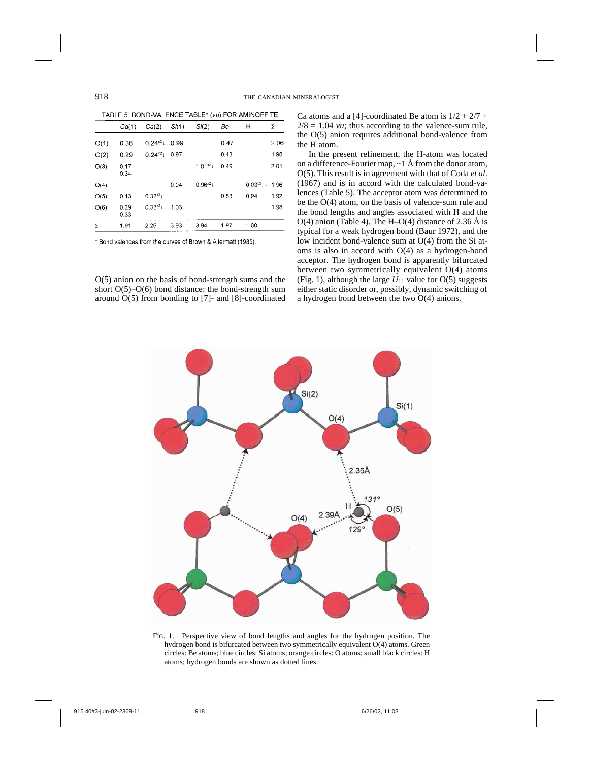TABLE 5. BOND-VALENCE TABLE* (*vu*) FOR AMINOFFITE

| | *Ca*(1) | *Ca*(2) | *Si*(1) | *Si*(2) | *Be* | H | Σ |
|---|---|---|---|---|---|---|---|
| O(1) | 0.36 | $0.24^{\times2}\downarrow$ | 0.99 | | 0.47 | | 2.06 |
| O(2) | 0.29 | $0.24^{\times2}\downarrow$ | 0.97 | | 0.48 | | 1.98 |
| O(3) | 0.17<br>0.34 | | | $1.01^{\times2}\downarrow$ | 0.49 | | 2.01 |
| O(4) | | | 0.94 | $0.96^{\times2}\downarrow$ | | $0.03^{\times2}\downarrow\rightarrow$ | 1.96 |
| O(5) | 0.13 | $0.32^{\times2}\downarrow$ | | | 0.53 | 0.94 | 1.92 |
| O(6) | 0.29<br>0.33 | $0.33^{\times2}\downarrow$ | 1.03 | | | | 1.98 |
| Σ | 1.91 | 2.26 | 3.93 | 3.94 | 1.97 | 1.00 | |

\* Bond valences from the curves of Brown & Altermatt (1985).

O(5) anion on the basis of bond-strength sums and the short O(5)–O(6) bond distance: the bond-strength sum around O(5) from bonding to [7]- and [8]-coordinated Ca atoms and a [4]-coordinated Be atom is $1/2 + 2/7 + 2/8 = 1.04$ *vu*; thus according to the valence-sum rule, the O(5) anion requires additional bond-valence from the H atom.

In the present refinement, the H-atom was located on a difference-Fourier map, ~1 Å from the donor atom, O(5). This result is in agreement with that of Coda *et al.* (1967) and is in accord with the calculated bond-valences (Table 5). The acceptor atom was determined to be the O(4) atom, on the basis of valence-sum rule and the bond lengths and angles associated with H and the O(4) anion (Table 4). The H–O(4) distance of 2.36 Å is typical for a weak hydrogen bond (Baur 1972), and the low incident bond-valence sum at O(4) from the Si atoms is also in accord with O(4) as a hydrogen-bond acceptor. The hydrogen bond is apparently bifurcated between two symmetrically equivalent O(4) atoms (Fig. 1), although the large $U_{11}$ value for O(5) suggests either static disorder or, possibly, dynamic switching of a hydrogen bond between the two O(4) anions.

FIG. 1. Perspective view of bond lengths and angles for the hydrogen position. The hydrogen bond is bifurcated between two symmetrically equivalent O(4) atoms. Green circles: Be atoms; blue circles: Si atoms; orange circles: O atoms; small black circles: H atoms; hydrogen bonds are shown as dotted lines.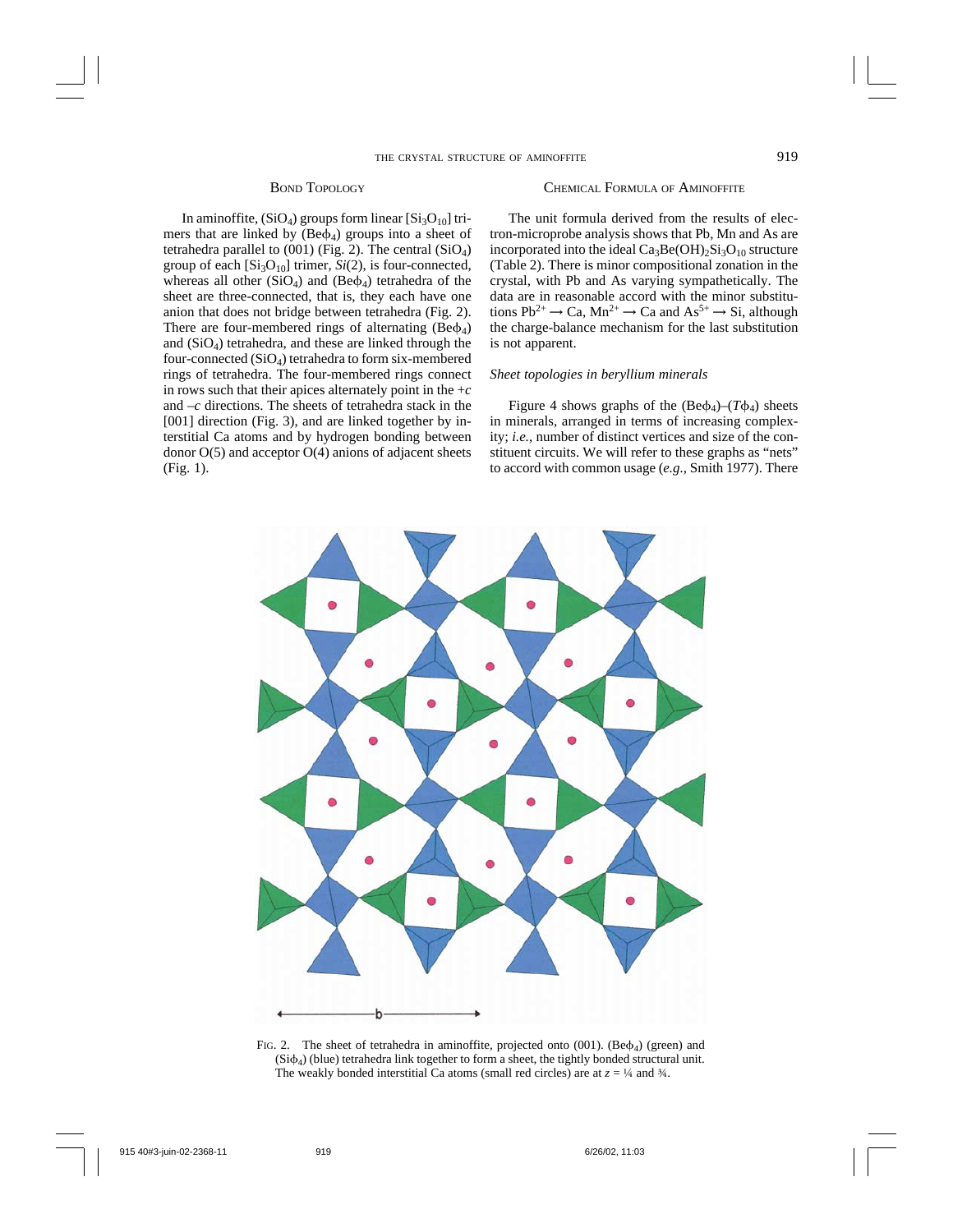## Bond Topology

In aminoffite, $(SiO_4)$ groups form linear $[Si_3O_{10}]$ trimers that are linked by $(Be\phi_4)$ groups into a sheet of tetrahedra parallel to (001) (Fig. 2). The central $(SiO_4)$ group of each $[Si_3O_{10}]$ trimer, *Si*(2), is four-connected, whereas all other $(SiO_4)$ and $(Be\phi_4)$ tetrahedra of the sheet are three-connected, that is, they each have one anion that does not bridge between tetrahedra (Fig. 2). There are four-membered rings of alternating $(Be\phi_4)$ and $(SiO_4)$ tetrahedra, and these are linked through the four-connected $(SiO_4)$ tetrahedra to form six-membered rings of tetrahedra. The four-membered rings connect in rows such that their apices alternately point in the +*c* and –*c* directions. The sheets of tetrahedra stack in the [001] direction (Fig. 3), and are linked together by interstitial Ca atoms and by hydrogen bonding between donor O(5) and acceptor O(4) anions of adjacent sheets (Fig. 1).

## Chemical Formula of Aminoffite

The unit formula derived from the results of electron-microprobe analysis shows that Pb, Mn and As are incorporated into the ideal $Ca_3Be(OH)_2Si_3O_{10}$ structure (Table 2). There is minor compositional zonation in the crystal, with Pb and As varying sympathetically. The data are in reasonable accord with the minor substitutions $Pb^{2+} \rightarrow Ca$, $Mn^{2+} \rightarrow Ca$ and $As^{5+} \rightarrow Si$, although the charge-balance mechanism for the last substitution is not apparent.

### *Sheet topologies in beryllium minerals*

Figure 4 shows graphs of the $(Be\phi_4)$–$(T\phi_4)$ sheets in minerals, arranged in terms of increasing complexity; *i.e.*, number of distinct vertices and size of the constituent circuits. We will refer to these graphs as "nets" to accord with common usage (*e.g.*, Smith 1977). There

FIG. 2. The sheet of tetrahedra in aminoffite, projected onto (001). $(Be\phi_4)$ (green) and $(Si\phi_4)$ (blue) tetrahedra link together to form a sheet, the tightly bonded structural unit. The weakly bonded interstitial Ca atoms (small red circles) are at $z = ¼$ and $¾$.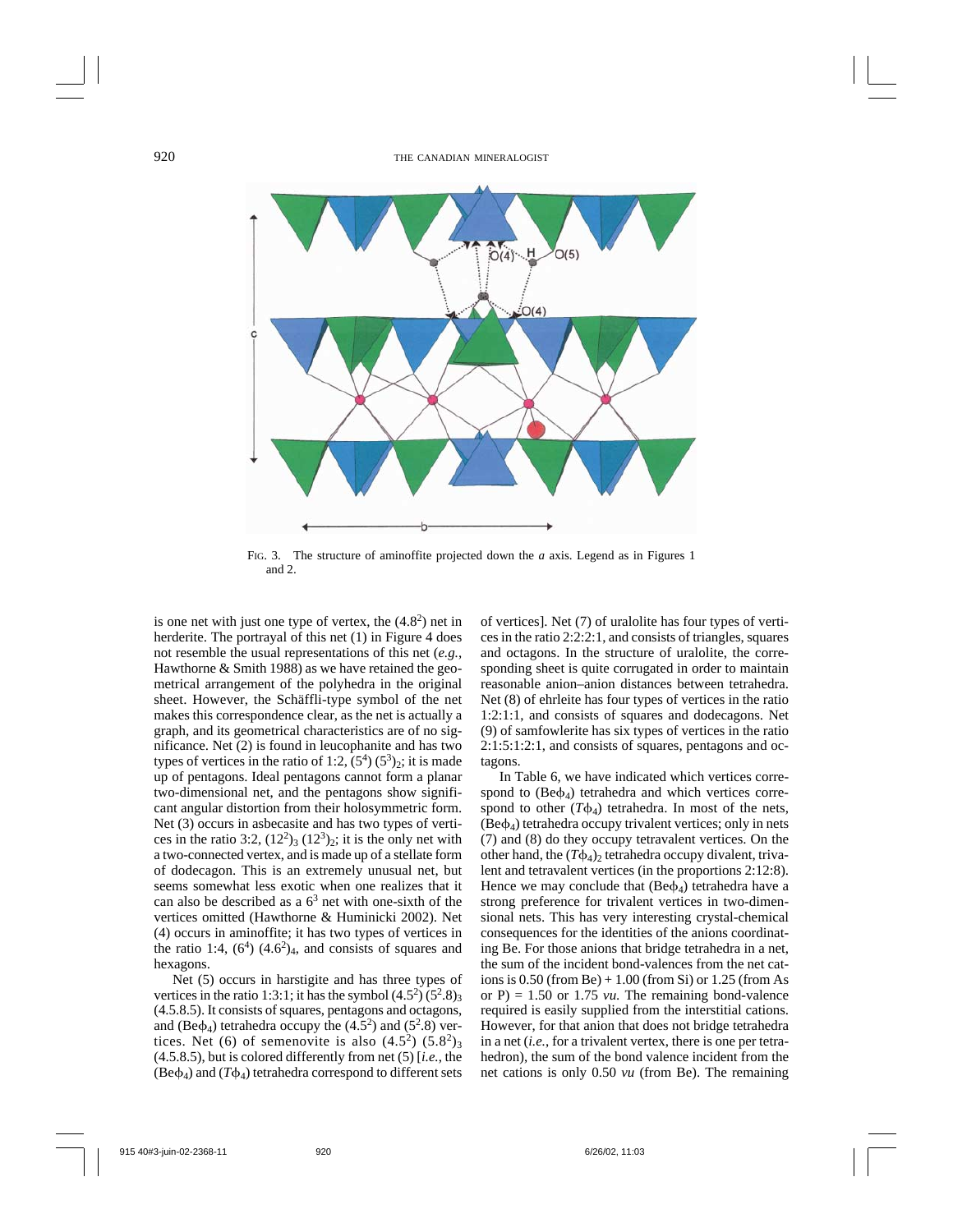FIG. 3. The structure of aminoffite projected down the *a* axis. Legend as in Figures 1 and 2.

is one net with just one type of vertex, the $(4.8^2)$ net in herderite. The portrayal of this net (1) in Figure 4 does not resemble the usual representations of this net (*e.g.*, Hawthorne & Smith 1988) as we have retained the geometrical arrangement of the polyhedra in the original sheet. However, the Schäffli-type symbol of the net makes this correspondence clear, as the net is actually a graph, and its geometrical characteristics are of no significance. Net (2) is found in leucophanite and has two types of vertices in the ratio of 1:2, $(5^4)\,(5^3)_2$; it is made up of pentagons. Ideal pentagons cannot form a planar two-dimensional net, and the pentagons show significant angular distortion from their holosymmetric form. Net (3) occurs in asbecasite and has two types of vertices in the ratio 3:2, $(12^2)_3\,(12^3)_2$; it is the only net with a two-connected vertex, and is made up of a stellate form of dodecagon. This is an extremely unusual net, but seems somewhat less exotic when one realizes that it can also be described as a $6^3$ net with one-sixth of the vertices omitted (Hawthorne & Huminicki 2002). Net (4) occurs in aminoffite; it has two types of vertices in the ratio 1:4, $(6^4)\,(4.6^2)_4$, and consists of squares and hexagons.

Net (5) occurs in harstigite and has three types of vertices in the ratio 1:3:1; it has the symbol $(4.5^2)\,(5^2.8)_3$ (4.5.8.5). It consists of squares, pentagons and octagons, and $(Be\phi_4)$ tetrahedra occupy the $(4.5^2)$ and $(5^2.8)$ vertices. Net (6) of semenovite is also $(4.5^2)\,(5.8^2)_3$ (4.5.8.5), but is colored differently from net (5) [*i.e.*, the $(Be\phi_4)$ and $(T\phi_4)$ tetrahedra correspond to different sets of vertices]. Net (7) of uralolite has four types of vertices in the ratio 2:2:2:1, and consists of triangles, squares and octagons. In the structure of uralolite, the corresponding sheet is quite corrugated in order to maintain reasonable anion–anion distances between tetrahedra. Net (8) of ehrleite has four types of vertices in the ratio 1:2:1:1, and consists of squares and dodecagons. Net (9) of samfowlerite has six types of vertices in the ratio 2:1:5:1:2:1, and consists of squares, pentagons and octagons.

In Table 6, we have indicated which vertices correspond to $(Be\phi_4)$ tetrahedra and which vertices correspond to other $(T\phi_4)$ tetrahedra. In most of the nets, $(Be\phi_4)$ tetrahedra occupy trivalent vertices; only in nets (7) and (8) do they occupy tetravalent vertices. On the other hand, the $(T\phi_4)_2$ tetrahedra occupy divalent, trivalent and tetravalent vertices (in the proportions 2:12:8). Hence we may conclude that $(Be\phi_4)$ tetrahedra have a strong preference for trivalent vertices in two-dimensional nets. This has very interesting crystal-chemical consequences for the identities of the anions coordinating Be. For those anions that bridge tetrahedra in a net, the sum of the incident bond-valences from the net cations is 0.50 (from Be) + 1.00 (from Si) or 1.25 (from As or P) = 1.50 or 1.75 *vu*. The remaining bond-valence required is easily supplied from the interstitial cations. However, for that anion that does not bridge tetrahedra in a net (*i.e.*, for a trivalent vertex, there is one per tetrahedron), the sum of the bond valence incident from the net cations is only 0.50 *vu* (from Be). The remaining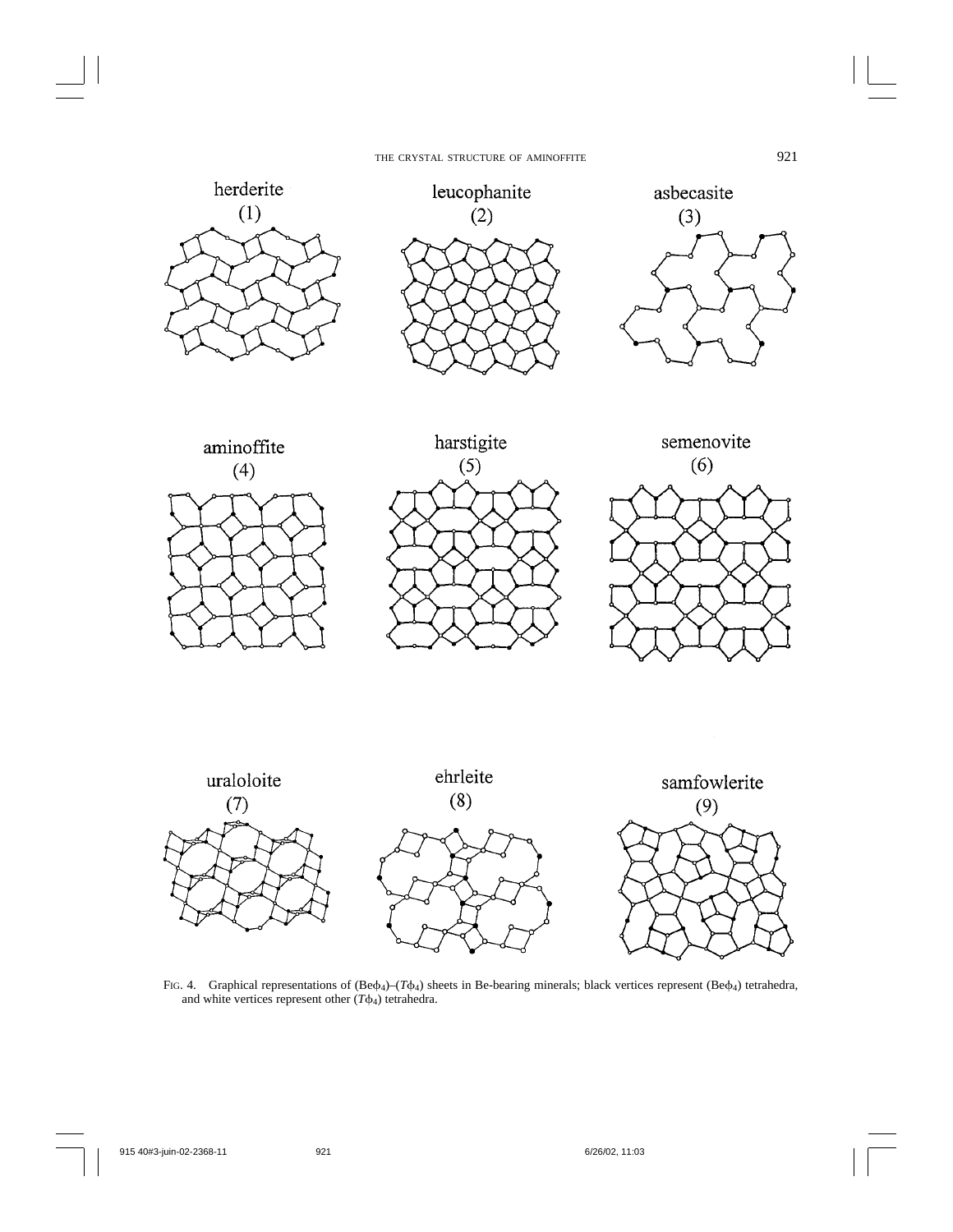FIG. 4. Graphical representations of $(Be\phi_4)$–$(T\phi_4)$ sheets in Be-bearing minerals; black vertices represent $(Be\phi_4)$ tetrahedra, and white vertices represent other $(T\phi_4)$ tetrahedra.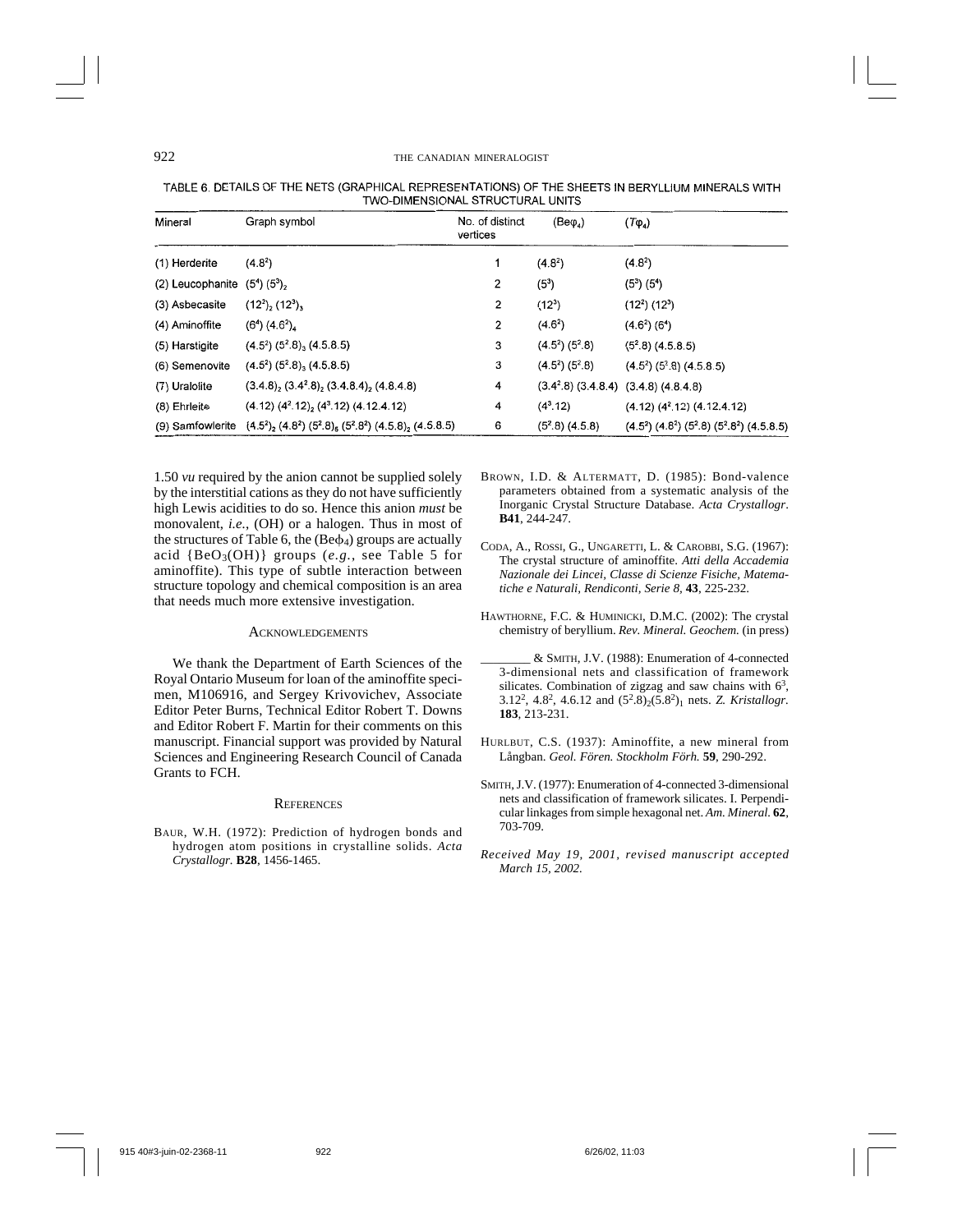TABLE 6. DETAILS OF THE NETS (GRAPHICAL REPRESENTATIONS) OF THE SHEETS IN BERYLLIUM MINERALS WITH TWO-DIMENSIONAL STRUCTURAL UNITS

| Mineral | Graph symbol | No. of distinct vertices | ($Be\varphi_4$) | ($T\varphi_4$) |
|---|---|---|---|---|
| (1) Herderite | $(4.8^2)$ | 1 | $(4.8^2)$ | $(4.8^2)$ |
| (2) Leucophanite | $(5^4)\ (5^3)_2$ | 2 | $(5^3)$ | $(5^3)\ (5^4)$ |
| (3) Asbecasite | $(12^2)_2\ (12^3)_3$ | 2 | $(12^3)$ | $(12^2)\ (12^3)$ |
| (4) Aminoffite | $(6^4)\ (4.6^2)_4$ | 2 | $(4.6^2)$ | $(4.6^2)\ (6^4)$ |
| (5) Harstigite | $(4.5^2)\ (5^2.8)_3\ (4.5.8.5)$ | 3 | $(4.5^2)\ (5^2.8)$ | $(5^2.8)\ (4.5.8.5)$ |
| (6) Semenovite | $(4.5^2)\ (5^2.8)_3\ (4.5.8.5)$ | 3 | $(4.5^2)\ (5^2.8)$ | $(4.5^2)\ (5^2.8)\ (4.5.8.5)$ |
| (7) Uralolite | $(3.4.8)_2\ (3.4^2.8)_2\ (3.4.8.4)_2\ (4.8.4.8)$ | 4 | $(3.4^2.8)\ (3.4.8.4)$ | $(3.4.8)\ (4.8.4.8)$ |
| (8) Ehrleite | $(4.12)\ (4^2.12)_2\ (4^3.12)\ (4.12.4.12)$ | 4 | $(4^3.12)$ | $(4.12)\ (4^2.12)\ (4.12.4.12)$ |
| (9) Samfowlerite | $(4.5^2)_2\ (4.8^2)\ (5^2.8)_6\ (5^2.8^2)\ (4.5.8)_2\ (4.5.8.5)$ | 6 | $(5^2.8)\ (4.5.8)$ | $(4.5^2)\ (4.8^2)\ (5^2.8)\ (5^2.8^2)\ (4.5.8.5)$ |

1.50 *vu* required by the anion cannot be supplied solely by the interstitial cations as they do not have sufficiently high Lewis acidities to do so. Hence this anion *must* be monovalent, *i.e.*, (OH) or a halogen. Thus in most of the structures of Table 6, the ($Be\phi_4$) groups are actually acid $\{BeO_3(OH)\}$ groups (*e.g.*, see Table 5 for aminoffite). This type of subtle interaction between structure topology and chemical composition is an area that needs much more extensive investigation.

## Acknowledgements

We thank the Department of Earth Sciences of the Royal Ontario Museum for loan of the aminoffite specimen, M106916, and Sergey Krivovichev, Associate Editor Peter Burns, Technical Editor Robert T. Downs and Editor Robert F. Martin for their comments on this manuscript. Financial support was provided by Natural Sciences and Engineering Research Council of Canada Grants to FCH.

## References

BAUR, W.H. (1972): Prediction of hydrogen bonds and hydrogen atom positions in crystalline solids. *Acta Crystallogr.* **B28**, 1456-1465.

BROWN, I.D. & ALTERMATT, D. (1985): Bond-valence parameters obtained from a systematic analysis of the Inorganic Crystal Structure Database. *Acta Crystallogr.* **B41**, 244-247.

CODA, A., ROSSI, G., UNGARETTI, L. & CAROBBI, S.G. (1967): The crystal structure of aminoffite. *Atti della Accademia Nazionale dei Lincei, Classe di Scienze Fisiche, Matematiche e Naturali, Rendiconti, Serie 8*, **43**, 225-232.

HAWTHORNE, F.C. & HUMINICKI, D.M.C. (2002): The crystal chemistry of beryllium. *Rev. Mineral. Geochem.* (in press)

________ & SMITH, J.V. (1988): Enumeration of 4-connected 3-dimensional nets and classification of framework silicates. Combination of zigzag and saw chains with $6^3$, $3.12^2$, $4.8^2$, 4.6.12 and $(5^2.8)_2(5.8^2)_1$ nets. *Z. Kristallogr.* **183**, 213-231.

HURLBUT, C.S. (1937): Aminoffite, a new mineral from Långban. *Geol. Fören. Stockholm Förh.* **59**, 290-292.

SMITH, J.V. (1977): Enumeration of 4-connected 3-dimensional nets and classification of framework silicates. I. Perpendicular linkages from simple hexagonal net. *Am. Mineral.* **62**, 703-709.

*Received May 19, 2001, revised manuscript accepted March 15, 2002.*